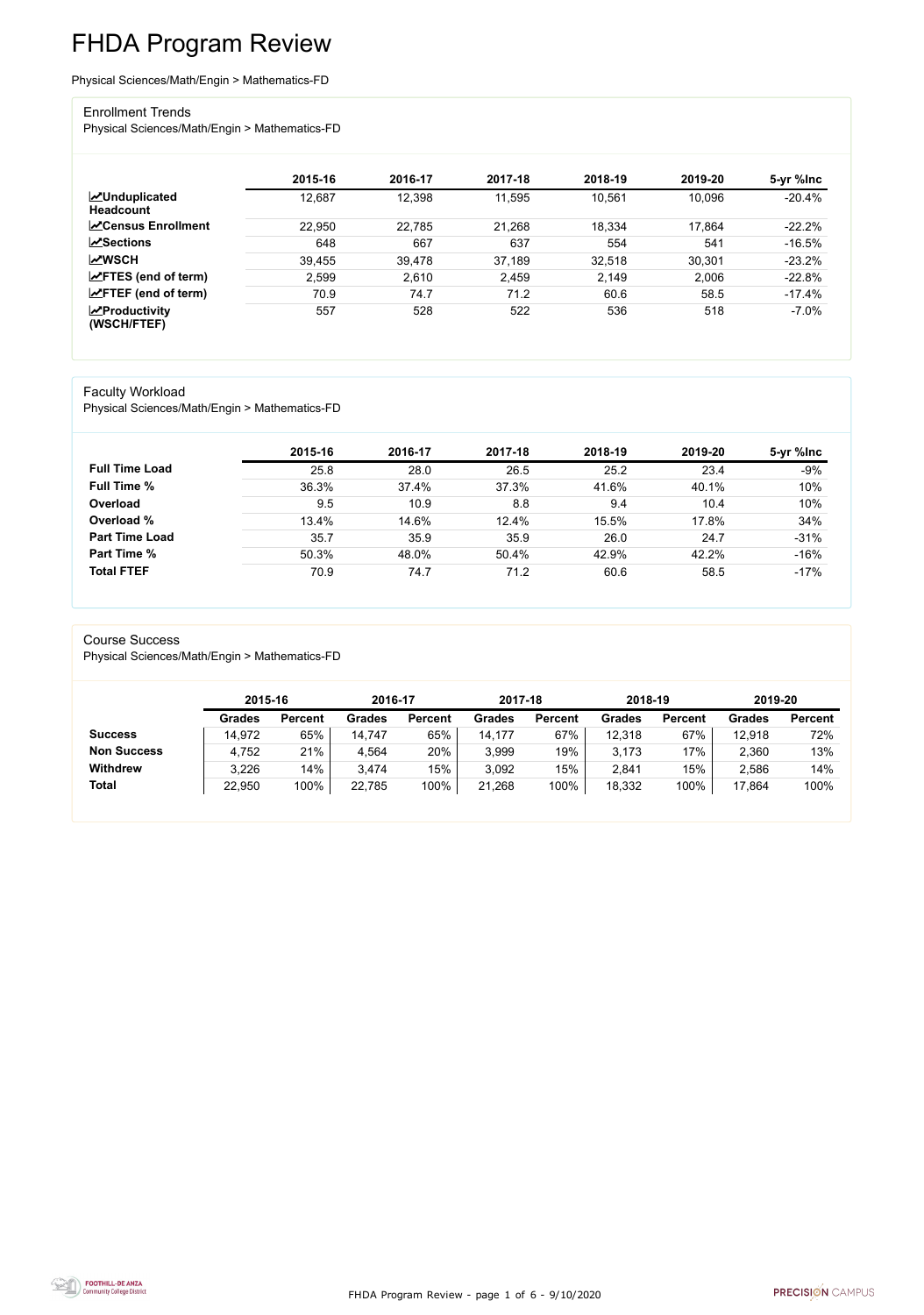# FHDA Program Review

Physical Sciences/Math/Engin > Mathematics-FD

## Enrollment Trends

Physical Sciences/Math/Engin > Mathematics-FD

| | 2015-16 | 2016-17 | 2017-18 | 2018-19 | 2019-20 | 5-yr %Inc |
|---|---|---|---|---|---|---|
| **Unduplicated Headcount** | 12,687 | 12,398 | 11,595 | 10,561 | 10,096 | -20.4% |
| **Census Enrollment** | 22,950 | 22,785 | 21,268 | 18,334 | 17,864 | -22.2% |
| **Sections** | 648 | 667 | 637 | 554 | 541 | -16.5% |
| **WSCH** | 39,455 | 39,478 | 37,189 | 32,518 | 30,301 | -23.2% |
| **FTES (end of term)** | 2,599 | 2,610 | 2,459 | 2,149 | 2,006 | -22.8% |
| **FTEF (end of term)** | 70.9 | 74.7 | 71.2 | 60.6 | 58.5 | -17.4% |
| **Productivity (WSCH/FTEF)** | 557 | 528 | 522 | 536 | 518 | -7.0% |

## Faculty Workload

Physical Sciences/Math/Engin > Mathematics-FD

| | 2015-16 | 2016-17 | 2017-18 | 2018-19 | 2019-20 | 5-yr %Inc |
|---|---|---|---|---|---|---|
| **Full Time Load** | 25.8 | 28.0 | 26.5 | 25.2 | 23.4 | -9% |
| **Full Time %** | 36.3% | 37.4% | 37.3% | 41.6% | 40.1% | 10% |
| **Overload** | 9.5 | 10.9 | 8.8 | 9.4 | 10.4 | 10% |
| **Overload %** | 13.4% | 14.6% | 12.4% | 15.5% | 17.8% | 34% |
| **Part Time Load** | 35.7 | 35.9 | 35.9 | 26.0 | 24.7 | -31% |
| **Part Time %** | 50.3% | 48.0% | 50.4% | 42.9% | 42.2% | -16% |
| **Total FTEF** | 70.9 | 74.7 | 71.2 | 60.6 | 58.5 | -17% |

## Course Success

Physical Sciences/Math/Engin > Mathematics-FD

| | 2015-16 | | 2016-17 | | 2017-18 | | 2018-19 | | 2019-20 | |
|---|---|---|---|---|---|---|---|---|---|---|
| | **Grades** | **Percent** | **Grades** | **Percent** | **Grades** | **Percent** | **Grades** | **Percent** | **Grades** | **Percent** |
| **Success** | 14,972 | 65% | 14,747 | 65% | 14,177 | 67% | 12,318 | 67% | 12,918 | 72% |
| **Non Success** | 4,752 | 21% | 4,564 | 20% | 3,999 | 19% | 3,173 | 17% | 2,360 | 13% |
| **Withdrew** | 3,226 | 14% | 3,474 | 15% | 3,092 | 15% | 2,841 | 15% | 2,586 | 14% |
| **Total** | 22,950 | 100% | 22,785 | 100% | 21,268 | 100% | 18,332 | 100% | 17,864 | 100% |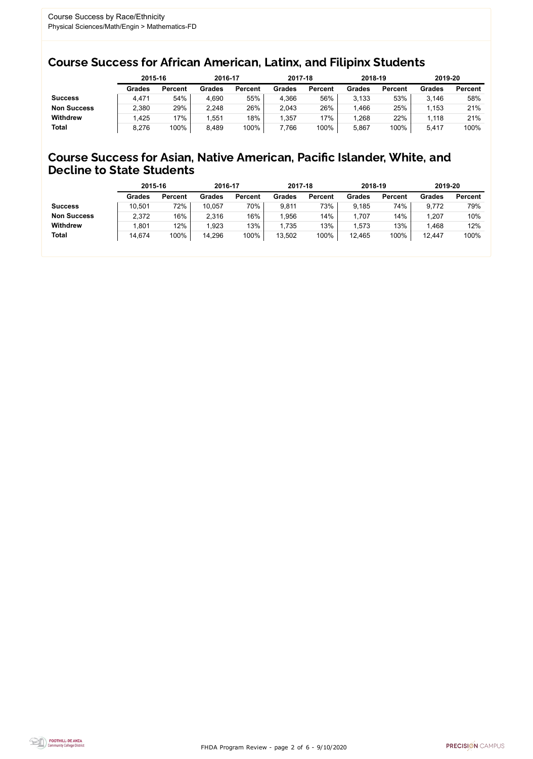Course Success by Race/Ethnicity
Physical Sciences/Math/Engin > Mathematics-FD

## Course Success for African American, Latinx, and Filipinx Students

| | 2015-16 | | 2016-17 | | 2017-18 | | 2018-19 | | 2019-20 | |
|---|---|---|---|---|---|---|---|---|---|---|
| | **Grades** | **Percent** | **Grades** | **Percent** | **Grades** | **Percent** | **Grades** | **Percent** | **Grades** | **Percent** |
| **Success** | 4,471 | 54% | 4,690 | 55% | 4,366 | 56% | 3,133 | 53% | 3,146 | 58% |
| **Non Success** | 2,380 | 29% | 2,248 | 26% | 2,043 | 26% | 1,466 | 25% | 1,153 | 21% |
| **Withdrew** | 1,425 | 17% | 1,551 | 18% | 1,357 | 17% | 1,268 | 22% | 1,118 | 21% |
| **Total** | 8,276 | 100% | 8,489 | 100% | 7,766 | 100% | 5,867 | 100% | 5,417 | 100% |

## Course Success for Asian, Native American, Pacific Islander, White, and Decline to State Students

| | 2015-16 | | 2016-17 | | 2017-18 | | 2018-19 | | 2019-20 | |
|---|---|---|---|---|---|---|---|---|---|---|
| | **Grades** | **Percent** | **Grades** | **Percent** | **Grades** | **Percent** | **Grades** | **Percent** | **Grades** | **Percent** |
| **Success** | 10,501 | 72% | 10,057 | 70% | 9,811 | 73% | 9,185 | 74% | 9,772 | 79% |
| **Non Success** | 2,372 | 16% | 2,316 | 16% | 1,956 | 14% | 1,707 | 14% | 1,207 | 10% |
| **Withdrew** | 1,801 | 12% | 1,923 | 13% | 1,735 | 13% | 1,573 | 13% | 1,468 | 12% |
| **Total** | 14,674 | 100% | 14,296 | 100% | 13,502 | 100% | 12,465 | 100% | 12,447 | 100% |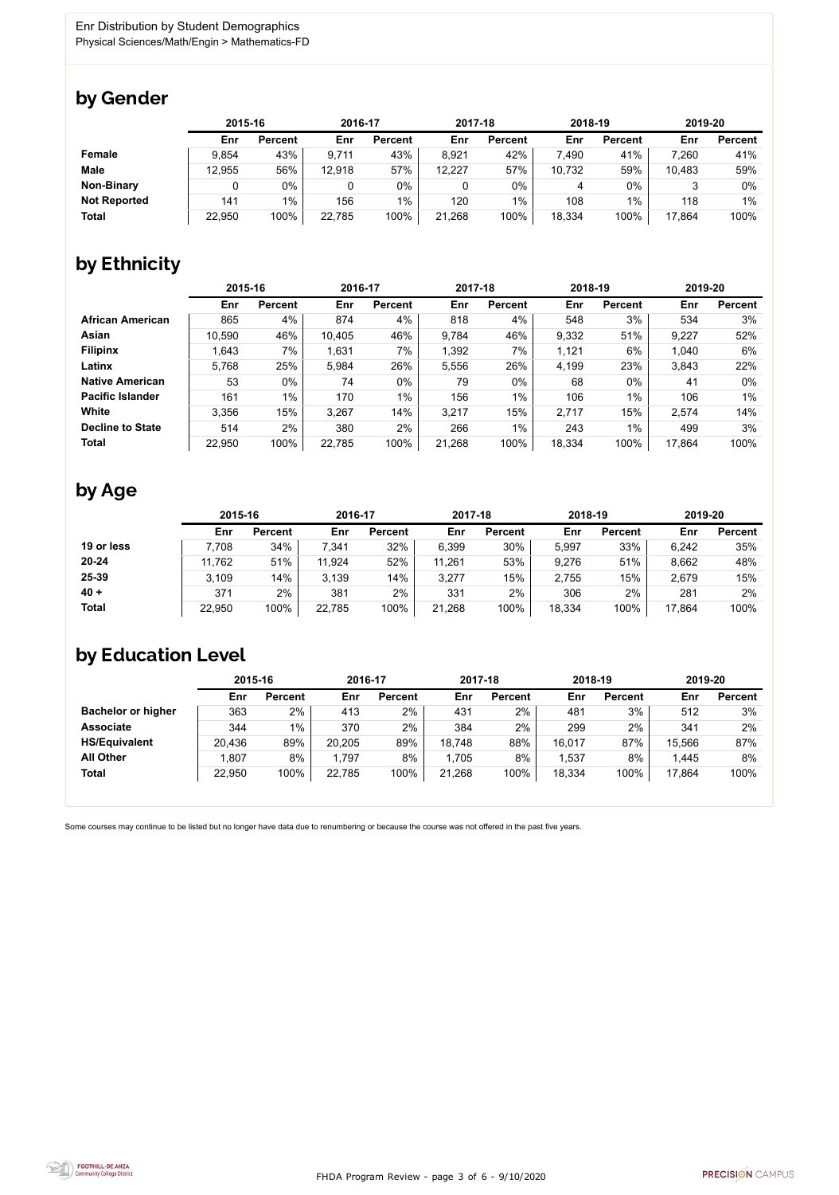Enr Distribution by Student Demographics
Physical Sciences/Math/Engin > Mathematics-FD

## by Gender

| | 2015-16 | | 2016-17 | | 2017-18 | | 2018-19 | | 2019-20 | |
|---|---|---|---|---|---|---|---|---|---|---|
| | Enr | Percent | Enr | Percent | Enr | Percent | Enr | Percent | Enr | Percent |
| **Female** | 9,854 | 43% | 9,711 | 43% | 8,921 | 42% | 7,490 | 41% | 7,260 | 41% |
| **Male** | 12,955 | 56% | 12,918 | 57% | 12,227 | 57% | 10,732 | 59% | 10,483 | 59% |
| **Non-Binary** | 0 | 0% | 0 | 0% | 0 | 0% | 4 | 0% | 3 | 0% |
| **Not Reported** | 141 | 1% | 156 | 1% | 120 | 1% | 108 | 1% | 118 | 1% |
| **Total** | 22,950 | 100% | 22,785 | 100% | 21,268 | 100% | 18,334 | 100% | 17,864 | 100% |

## by Ethnicity

| | 2015-16 | | 2016-17 | | 2017-18 | | 2018-19 | | 2019-20 | |
|---|---|---|---|---|---|---|---|---|---|---|
| | Enr | Percent | Enr | Percent | Enr | Percent | Enr | Percent | Enr | Percent |
| **African American** | 865 | 4% | 874 | 4% | 818 | 4% | 548 | 3% | 534 | 3% |
| **Asian** | 10,590 | 46% | 10,405 | 46% | 9,784 | 46% | 9,332 | 51% | 9,227 | 52% |
| **Filipinx** | 1,643 | 7% | 1,631 | 7% | 1,392 | 7% | 1,121 | 6% | 1,040 | 6% |
| **Latinx** | 5,768 | 25% | 5,984 | 26% | 5,556 | 26% | 4,199 | 23% | 3,843 | 22% |
| **Native American** | 53 | 0% | 74 | 0% | 79 | 0% | 68 | 0% | 41 | 0% |
| **Pacific Islander** | 161 | 1% | 170 | 1% | 156 | 1% | 106 | 1% | 106 | 1% |
| **White** | 3,356 | 15% | 3,267 | 14% | 3,217 | 15% | 2,717 | 15% | 2,574 | 14% |
| **Decline to State** | 514 | 2% | 380 | 2% | 266 | 1% | 243 | 1% | 499 | 3% |
| **Total** | 22,950 | 100% | 22,785 | 100% | 21,268 | 100% | 18,334 | 100% | 17,864 | 100% |

## by Age

| | 2015-16 | | 2016-17 | | 2017-18 | | 2018-19 | | 2019-20 | |
|---|---|---|---|---|---|---|---|---|---|---|
| | Enr | Percent | Enr | Percent | Enr | Percent | Enr | Percent | Enr | Percent |
| **19 or less** | 7,708 | 34% | 7,341 | 32% | 6,399 | 30% | 5,997 | 33% | 6,242 | 35% |
| **20-24** | 11,762 | 51% | 11,924 | 52% | 11,261 | 53% | 9,276 | 51% | 8,662 | 48% |
| **25-39** | 3,109 | 14% | 3,139 | 14% | 3,277 | 15% | 2,755 | 15% | 2,679 | 15% |
| **40 +** | 371 | 2% | 381 | 2% | 331 | 2% | 306 | 2% | 281 | 2% |
| **Total** | 22,950 | 100% | 22,785 | 100% | 21,268 | 100% | 18,334 | 100% | 17,864 | 100% |

## by Education Level

| | 2015-16 | | 2016-17 | | 2017-18 | | 2018-19 | | 2019-20 | |
|---|---|---|---|---|---|---|---|---|---|---|
| | Enr | Percent | Enr | Percent | Enr | Percent | Enr | Percent | Enr | Percent |
| **Bachelor or higher** | 363 | 2% | 413 | 2% | 431 | 2% | 481 | 3% | 512 | 3% |
| **Associate** | 344 | 1% | 370 | 2% | 384 | 2% | 299 | 2% | 341 | 2% |
| **HS/Equivalent** | 20,436 | 89% | 20,205 | 89% | 18,748 | 88% | 16,017 | 87% | 15,566 | 87% |
| **All Other** | 1,807 | 8% | 1,797 | 8% | 1,705 | 8% | 1,537 | 8% | 1,445 | 8% |
| **Total** | 22,950 | 100% | 22,785 | 100% | 21,268 | 100% | 18,334 | 100% | 17,864 | 100% |

Some courses may continue to be listed but no longer have data due to renumbering or because the course was not offered in the past five years.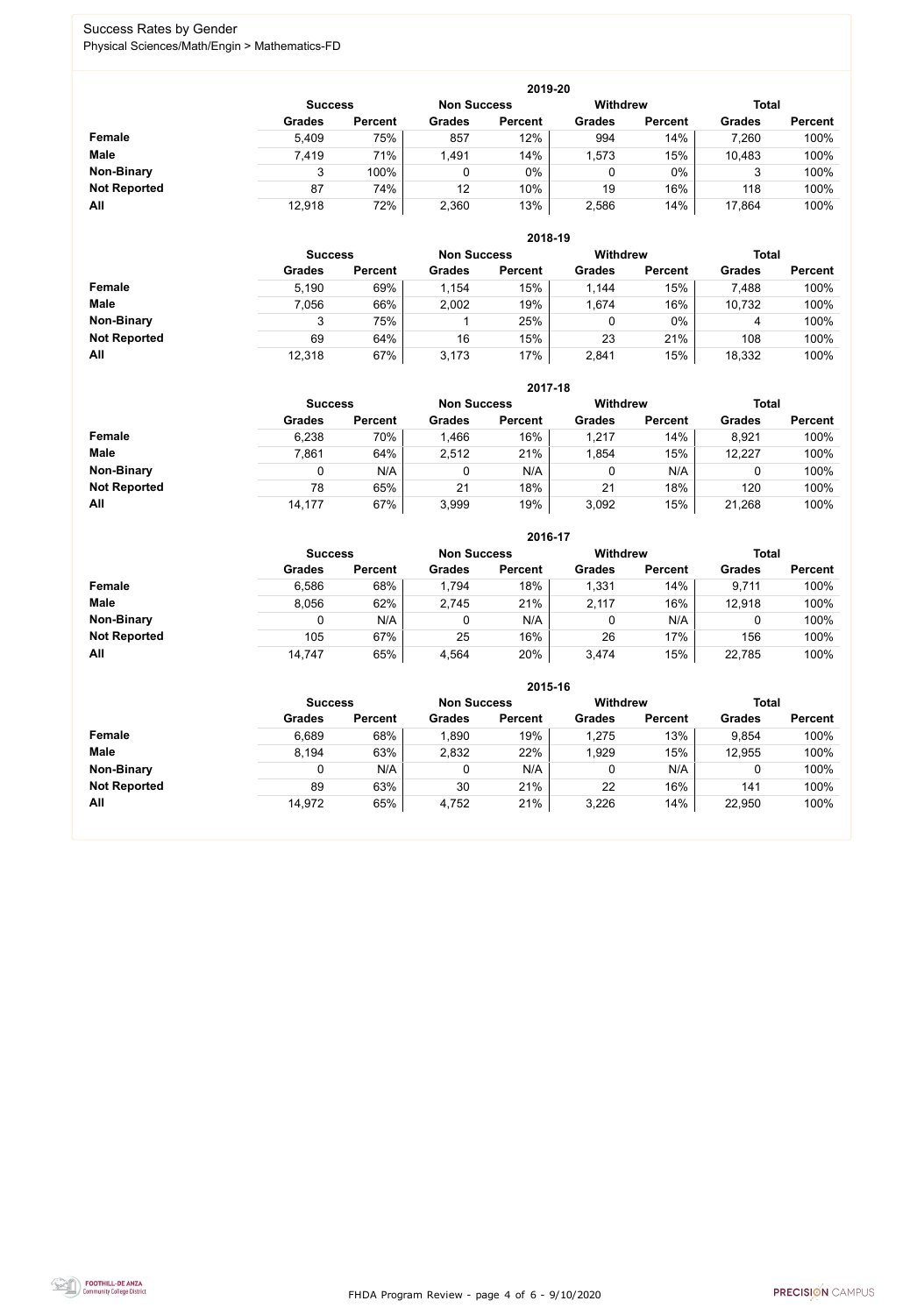# Success Rates by Gender

Physical Sciences/Math/Engin > Mathematics-FD

## 2019-20

| | Success | | Non Success | | Withdrew | | Total | |
|---|---|---|---|---|---|---|---|---|
| | Grades | Percent | Grades | Percent | Grades | Percent | Grades | Percent |
| **Female** | 5,409 | 75% | 857 | 12% | 994 | 14% | 7,260 | 100% |
| **Male** | 7,419 | 71% | 1,491 | 14% | 1,573 | 15% | 10,483 | 100% |
| **Non-Binary** | 3 | 100% | 0 | 0% | 0 | 0% | 3 | 100% |
| **Not Reported** | 87 | 74% | 12 | 10% | 19 | 16% | 118 | 100% |
| **All** | 12,918 | 72% | 2,360 | 13% | 2,586 | 14% | 17,864 | 100% |

## 2018-19

| | Success | | Non Success | | Withdrew | | Total | |
|---|---|---|---|---|---|---|---|---|
| | Grades | Percent | Grades | Percent | Grades | Percent | Grades | Percent |
| **Female** | 5,190 | 69% | 1,154 | 15% | 1,144 | 15% | 7,488 | 100% |
| **Male** | 7,056 | 66% | 2,002 | 19% | 1,674 | 16% | 10,732 | 100% |
| **Non-Binary** | 3 | 75% | 1 | 25% | 0 | 0% | 4 | 100% |
| **Not Reported** | 69 | 64% | 16 | 15% | 23 | 21% | 108 | 100% |
| **All** | 12,318 | 67% | 3,173 | 17% | 2,841 | 15% | 18,332 | 100% |

## 2017-18

| | Success | | Non Success | | Withdrew | | Total | |
|---|---|---|---|---|---|---|---|---|
| | Grades | Percent | Grades | Percent | Grades | Percent | Grades | Percent |
| **Female** | 6,238 | 70% | 1,466 | 16% | 1,217 | 14% | 8,921 | 100% |
| **Male** | 7,861 | 64% | 2,512 | 21% | 1,854 | 15% | 12,227 | 100% |
| **Non-Binary** | 0 | N/A | 0 | N/A | 0 | N/A | 0 | 100% |
| **Not Reported** | 78 | 65% | 21 | 18% | 21 | 18% | 120 | 100% |
| **All** | 14,177 | 67% | 3,999 | 19% | 3,092 | 15% | 21,268 | 100% |

## 2016-17

| | Success | | Non Success | | Withdrew | | Total | |
|---|---|---|---|---|---|---|---|---|
| | Grades | Percent | Grades | Percent | Grades | Percent | Grades | Percent |
| **Female** | 6,586 | 68% | 1,794 | 18% | 1,331 | 14% | 9,711 | 100% |
| **Male** | 8,056 | 62% | 2,745 | 21% | 2,117 | 16% | 12,918 | 100% |
| **Non-Binary** | 0 | N/A | 0 | N/A | 0 | N/A | 0 | 100% |
| **Not Reported** | 105 | 67% | 25 | 16% | 26 | 17% | 156 | 100% |
| **All** | 14,747 | 65% | 4,564 | 20% | 3,474 | 15% | 22,785 | 100% |

## 2015-16

| | Success | | Non Success | | Withdrew | | Total | |
|---|---|---|---|---|---|---|---|---|
| | Grades | Percent | Grades | Percent | Grades | Percent | Grades | Percent |
| **Female** | 6,689 | 68% | 1,890 | 19% | 1,275 | 13% | 9,854 | 100% |
| **Male** | 8,194 | 63% | 2,832 | 22% | 1,929 | 15% | 12,955 | 100% |
| **Non-Binary** | 0 | N/A | 0 | N/A | 0 | N/A | 0 | 100% |
| **Not Reported** | 89 | 63% | 30 | 21% | 22 | 16% | 141 | 100% |
| **All** | 14,972 | 65% | 4,752 | 21% | 3,226 | 14% | 22,950 | 100% |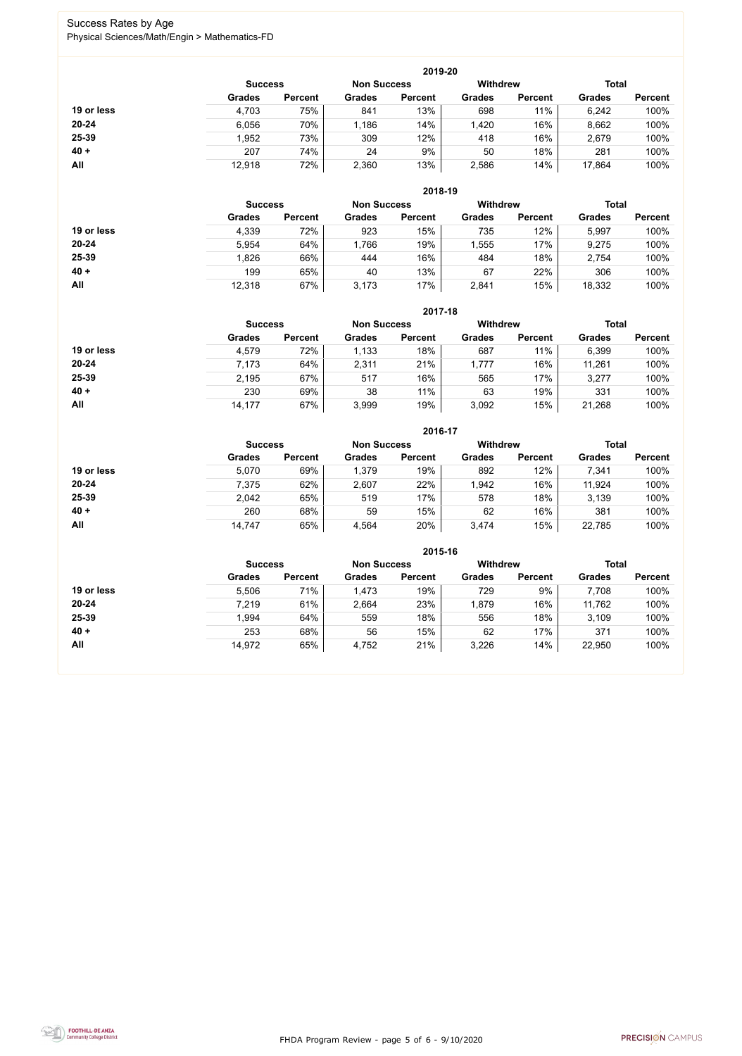## Success Rates by Age

Physical Sciences/Math/Engin > Mathematics-FD

### 2019-20

| | Success | | Non Success | | Withdrew | | Total | |
|---|---|---|---|---|---|---|---|---|
| | Grades | Percent | Grades | Percent | Grades | Percent | Grades | Percent |
| **19 or less** | 4,703 | 75% | 841 | 13% | 698 | 11% | 6,242 | 100% |
| **20-24** | 6,056 | 70% | 1,186 | 14% | 1,420 | 16% | 8,662 | 100% |
| **25-39** | 1,952 | 73% | 309 | 12% | 418 | 16% | 2,679 | 100% |
| **40 +** | 207 | 74% | 24 | 9% | 50 | 18% | 281 | 100% |
| **All** | 12,918 | 72% | 2,360 | 13% | 2,586 | 14% | 17,864 | 100% |

### 2018-19

| | Success | | Non Success | | Withdrew | | Total | |
|---|---|---|---|---|---|---|---|---|
| | Grades | Percent | Grades | Percent | Grades | Percent | Grades | Percent |
| **19 or less** | 4,339 | 72% | 923 | 15% | 735 | 12% | 5,997 | 100% |
| **20-24** | 5,954 | 64% | 1,766 | 19% | 1,555 | 17% | 9,275 | 100% |
| **25-39** | 1,826 | 66% | 444 | 16% | 484 | 18% | 2,754 | 100% |
| **40 +** | 199 | 65% | 40 | 13% | 67 | 22% | 306 | 100% |
| **All** | 12,318 | 67% | 3,173 | 17% | 2,841 | 15% | 18,332 | 100% |

### 2017-18

| | Success | | Non Success | | Withdrew | | Total | |
|---|---|---|---|---|---|---|---|---|
| | Grades | Percent | Grades | Percent | Grades | Percent | Grades | Percent |
| **19 or less** | 4,579 | 72% | 1,133 | 18% | 687 | 11% | 6,399 | 100% |
| **20-24** | 7,173 | 64% | 2,311 | 21% | 1,777 | 16% | 11,261 | 100% |
| **25-39** | 2,195 | 67% | 517 | 16% | 565 | 17% | 3,277 | 100% |
| **40 +** | 230 | 69% | 38 | 11% | 63 | 19% | 331 | 100% |
| **All** | 14,177 | 67% | 3,999 | 19% | 3,092 | 15% | 21,268 | 100% |

### 2016-17

| | Success | | Non Success | | Withdrew | | Total | |
|---|---|---|---|---|---|---|---|---|
| | Grades | Percent | Grades | Percent | Grades | Percent | Grades | Percent |
| **19 or less** | 5,070 | 69% | 1,379 | 19% | 892 | 12% | 7,341 | 100% |
| **20-24** | 7,375 | 62% | 2,607 | 22% | 1,942 | 16% | 11,924 | 100% |
| **25-39** | 2,042 | 65% | 519 | 17% | 578 | 18% | 3,139 | 100% |
| **40 +** | 260 | 68% | 59 | 15% | 62 | 16% | 381 | 100% |
| **All** | 14,747 | 65% | 4,564 | 20% | 3,474 | 15% | 22,785 | 100% |

### 2015-16

| | Success | | Non Success | | Withdrew | | Total | |
|---|---|---|---|---|---|---|---|---|
| | Grades | Percent | Grades | Percent | Grades | Percent | Grades | Percent |
| **19 or less** | 5,506 | 71% | 1,473 | 19% | 729 | 9% | 7,708 | 100% |
| **20-24** | 7,219 | 61% | 2,664 | 23% | 1,879 | 16% | 11,762 | 100% |
| **25-39** | 1,994 | 64% | 559 | 18% | 556 | 18% | 3,109 | 100% |
| **40 +** | 253 | 68% | 56 | 15% | 62 | 17% | 371 | 100% |
| **All** | 14,972 | 65% | 4,752 | 21% | 3,226 | 14% | 22,950 | 100% |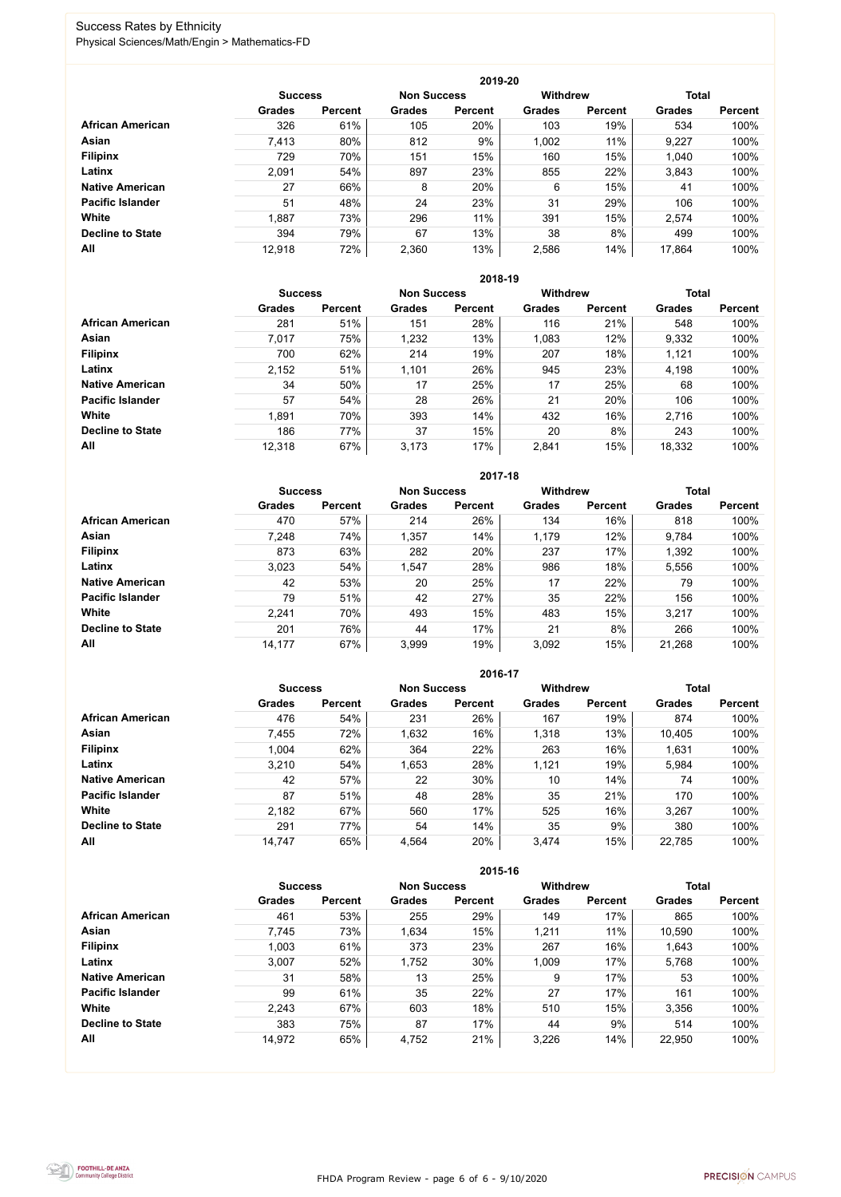# Success Rates by Ethnicity

Physical Sciences/Math/Engin > Mathematics-FD

## 2019-20

| | Success | | Non Success | | Withdrew | | Total | |
|---|---|---|---|---|---|---|---|---|
| | Grades | Percent | Grades | Percent | Grades | Percent | Grades | Percent |
| **African American** | 326 | 61% | 105 | 20% | 103 | 19% | 534 | 100% |
| **Asian** | 7,413 | 80% | 812 | 9% | 1,002 | 11% | 9,227 | 100% |
| **Filipinx** | 729 | 70% | 151 | 15% | 160 | 15% | 1,040 | 100% |
| **Latinx** | 2,091 | 54% | 897 | 23% | 855 | 22% | 3,843 | 100% |
| **Native American** | 27 | 66% | 8 | 20% | 6 | 15% | 41 | 100% |
| **Pacific Islander** | 51 | 48% | 24 | 23% | 31 | 29% | 106 | 100% |
| **White** | 1,887 | 73% | 296 | 11% | 391 | 15% | 2,574 | 100% |
| **Decline to State** | 394 | 79% | 67 | 13% | 38 | 8% | 499 | 100% |
| **All** | 12,918 | 72% | 2,360 | 13% | 2,586 | 14% | 17,864 | 100% |

## 2018-19

| | Success | | Non Success | | Withdrew | | Total | |
|---|---|---|---|---|---|---|---|---|
| | Grades | Percent | Grades | Percent | Grades | Percent | Grades | Percent |
| **African American** | 281 | 51% | 151 | 28% | 116 | 21% | 548 | 100% |
| **Asian** | 7,017 | 75% | 1,232 | 13% | 1,083 | 12% | 9,332 | 100% |
| **Filipinx** | 700 | 62% | 214 | 19% | 207 | 18% | 1,121 | 100% |
| **Latinx** | 2,152 | 51% | 1,101 | 26% | 945 | 23% | 4,198 | 100% |
| **Native American** | 34 | 50% | 17 | 25% | 17 | 25% | 68 | 100% |
| **Pacific Islander** | 57 | 54% | 28 | 26% | 21 | 20% | 106 | 100% |
| **White** | 1,891 | 70% | 393 | 14% | 432 | 16% | 2,716 | 100% |
| **Decline to State** | 186 | 77% | 37 | 15% | 20 | 8% | 243 | 100% |
| **All** | 12,318 | 67% | 3,173 | 17% | 2,841 | 15% | 18,332 | 100% |

## 2017-18

| | Success | | Non Success | | Withdrew | | Total | |
|---|---|---|---|---|---|---|---|---|
| | Grades | Percent | Grades | Percent | Grades | Percent | Grades | Percent |
| **African American** | 470 | 57% | 214 | 26% | 134 | 16% | 818 | 100% |
| **Asian** | 7,248 | 74% | 1,357 | 14% | 1,179 | 12% | 9,784 | 100% |
| **Filipinx** | 873 | 63% | 282 | 20% | 237 | 17% | 1,392 | 100% |
| **Latinx** | 3,023 | 54% | 1,547 | 28% | 986 | 18% | 5,556 | 100% |
| **Native American** | 42 | 53% | 20 | 25% | 17 | 22% | 79 | 100% |
| **Pacific Islander** | 79 | 51% | 42 | 27% | 35 | 22% | 156 | 100% |
| **White** | 2,241 | 70% | 493 | 15% | 483 | 15% | 3,217 | 100% |
| **Decline to State** | 201 | 76% | 44 | 17% | 21 | 8% | 266 | 100% |
| **All** | 14,177 | 67% | 3,999 | 19% | 3,092 | 15% | 21,268 | 100% |

## 2016-17

| | Success | | Non Success | | Withdrew | | Total | |
|---|---|---|---|---|---|---|---|---|
| | Grades | Percent | Grades | Percent | Grades | Percent | Grades | Percent |
| **African American** | 476 | 54% | 231 | 26% | 167 | 19% | 874 | 100% |
| **Asian** | 7,455 | 72% | 1,632 | 16% | 1,318 | 13% | 10,405 | 100% |
| **Filipinx** | 1,004 | 62% | 364 | 22% | 263 | 16% | 1,631 | 100% |
| **Latinx** | 3,210 | 54% | 1,653 | 28% | 1,121 | 19% | 5,984 | 100% |
| **Native American** | 42 | 57% | 22 | 30% | 10 | 14% | 74 | 100% |
| **Pacific Islander** | 87 | 51% | 48 | 28% | 35 | 21% | 170 | 100% |
| **White** | 2,182 | 67% | 560 | 17% | 525 | 16% | 3,267 | 100% |
| **Decline to State** | 291 | 77% | 54 | 14% | 35 | 9% | 380 | 100% |
| **All** | 14,747 | 65% | 4,564 | 20% | 3,474 | 15% | 22,785 | 100% |

## 2015-16

| | Success | | Non Success | | Withdrew | | Total | |
|---|---|---|---|---|---|---|---|---|
| | Grades | Percent | Grades | Percent | Grades | Percent | Grades | Percent |
| **African American** | 461 | 53% | 255 | 29% | 149 | 17% | 865 | 100% |
| **Asian** | 7,745 | 73% | 1,634 | 15% | 1,211 | 11% | 10,590 | 100% |
| **Filipinx** | 1,003 | 61% | 373 | 23% | 267 | 16% | 1,643 | 100% |
| **Latinx** | 3,007 | 52% | 1,752 | 30% | 1,009 | 17% | 5,768 | 100% |
| **Native American** | 31 | 58% | 13 | 25% | 9 | 17% | 53 | 100% |
| **Pacific Islander** | 99 | 61% | 35 | 22% | 27 | 17% | 161 | 100% |
| **White** | 2,243 | 67% | 603 | 18% | 510 | 15% | 3,356 | 100% |
| **Decline to State** | 383 | 75% | 87 | 17% | 44 | 9% | 514 | 100% |
| **All** | 14,972 | 65% | 4,752 | 21% | 3,226 | 14% | 22,950 | 100% |